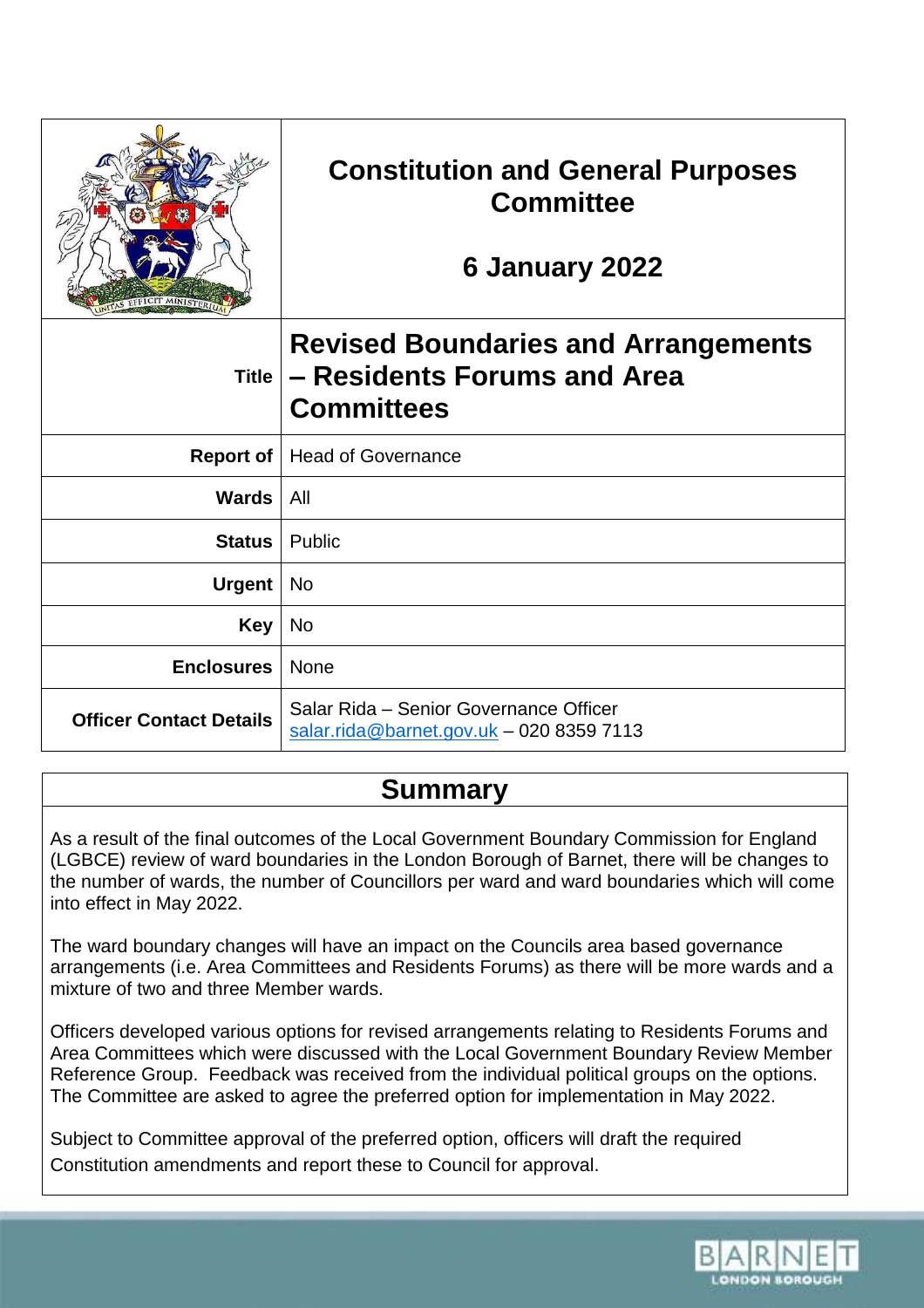| | Constitution and General Purposes Committee<br><br>6 January 2022 |
|---|---|
| **Title** | **Revised Boundaries and Arrangements – Residents Forums and Area Committees** |
| **Report of** | Head of Governance |
| **Wards** | All |
| **Status** | Public |
| **Urgent** | No |
| **Key** | No |
| **Enclosures** | None |
| **Officer Contact Details** | Salar Rida – Senior Governance Officer<br>salar.rida@barnet.gov.uk – 020 8359 7113 |

## Summary

As a result of the final outcomes of the Local Government Boundary Commission for England (LGBCE) review of ward boundaries in the London Borough of Barnet, there will be changes to the number of wards, the number of Councillors per ward and ward boundaries which will come into effect in May 2022.

The ward boundary changes will have an impact on the Councils area based governance arrangements (i.e. Area Committees and Residents Forums) as there will be more wards and a mixture of two and three Member wards.

Officers developed various options for revised arrangements relating to Residents Forums and Area Committees which were discussed with the Local Government Boundary Review Member Reference Group. Feedback was received from the individual political groups on the options. The Committee are asked to agree the preferred option for implementation in May 2022.

Subject to Committee approval of the preferred option, officers will draft the required Constitution amendments and report these to Council for approval.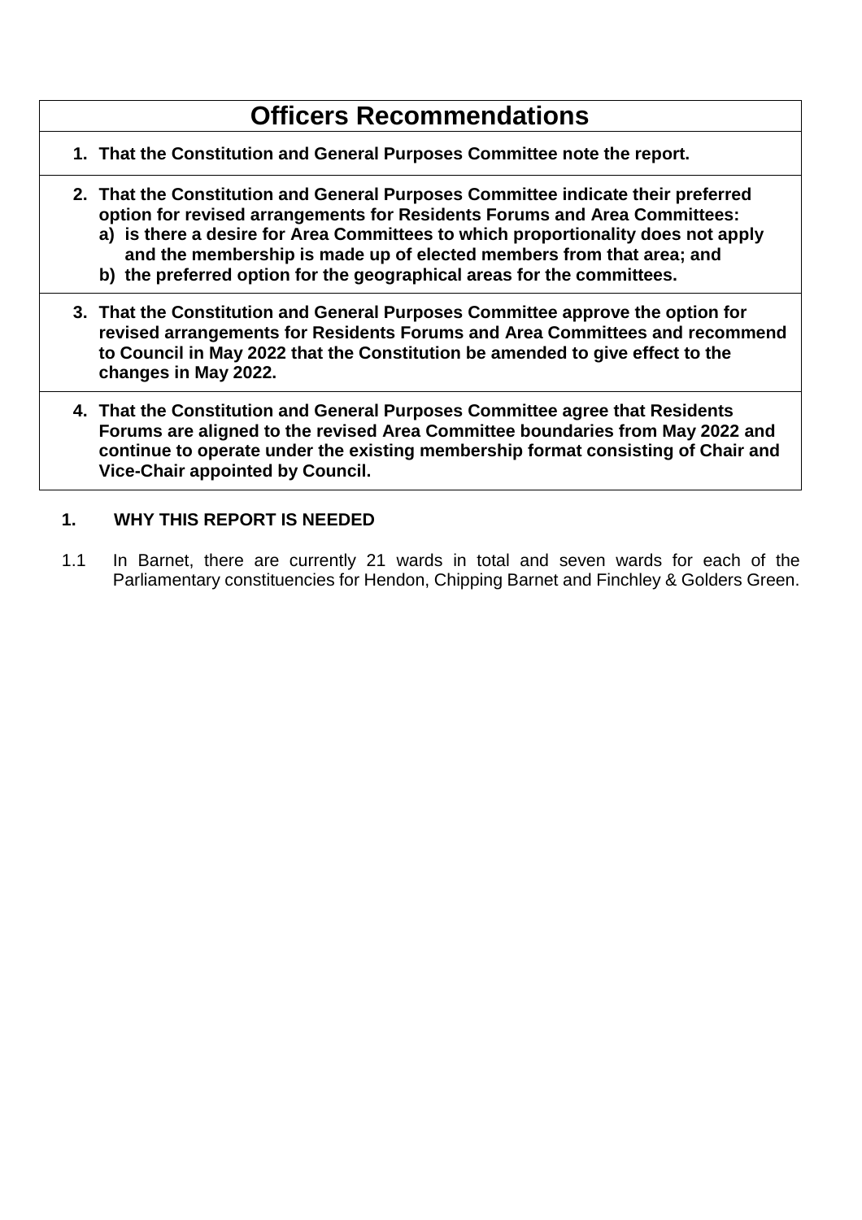| Officers Recommendations |
|---|
| **1. That the Constitution and General Purposes Committee note the report.** |
| **2. That the Constitution and General Purposes Committee indicate their preferred option for revised arrangements for Residents Forums and Area Committees:**<br>**a) is there a desire for Area Committees to which proportionality does not apply and the membership is made up of elected members from that area; and**<br>**b) the preferred option for the geographical areas for the committees.** |
| **3. That the Constitution and General Purposes Committee approve the option for revised arrangements for Residents Forums and Area Committees and recommend to Council in May 2022 that the Constitution be amended to give effect to the changes in May 2022.** |
| **4. That the Constitution and General Purposes Committee agree that Residents Forums are aligned to the revised Area Committee boundaries from May 2022 and continue to operate under the existing membership format consisting of Chair and Vice-Chair appointed by Council.** |

## 1. WHY THIS REPORT IS NEEDED

1.1 In Barnet, there are currently 21 wards in total and seven wards for each of the Parliamentary constituencies for Hendon, Chipping Barnet and Finchley & Golders Green.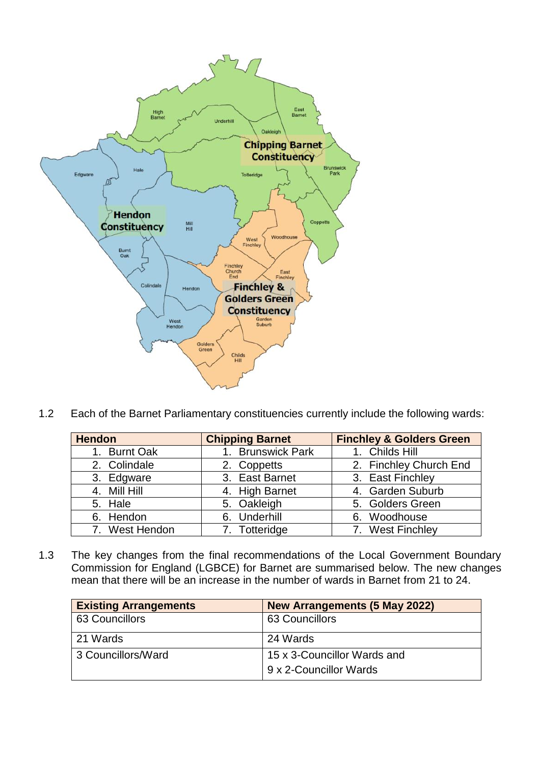1.2 Each of the Barnet Parliamentary constituencies currently include the following wards:

| Hendon | Chipping Barnet | Finchley & Golders Green |
|---|---|---|
| 1. Burnt Oak | 1. Brunswick Park | 1. Childs Hill |
| 2. Colindale | 2. Coppetts | 2. Finchley Church End |
| 3. Edgware | 3. East Barnet | 3. East Finchley |
| 4. Mill Hill | 4. High Barnet | 4. Garden Suburb |
| 5. Hale | 5. Oakleigh | 5. Golders Green |
| 6. Hendon | 6. Underhill | 6. Woodhouse |
| 7. West Hendon | 7. Totteridge | 7. West Finchley |

1.3 The key changes from the final recommendations of the Local Government Boundary Commission for England (LGBCE) for Barnet are summarised below. The new changes mean that there will be an increase in the number of wards in Barnet from 21 to 24.

| Existing Arrangements | New Arrangements (5 May 2022) |
|---|---|
| 63 Councillors | 63 Councillors |
| 21 Wards | 24 Wards |
| 3 Councillors/Ward | 15 x 3-Councillor Wards and<br>9 x 2-Councillor Wards |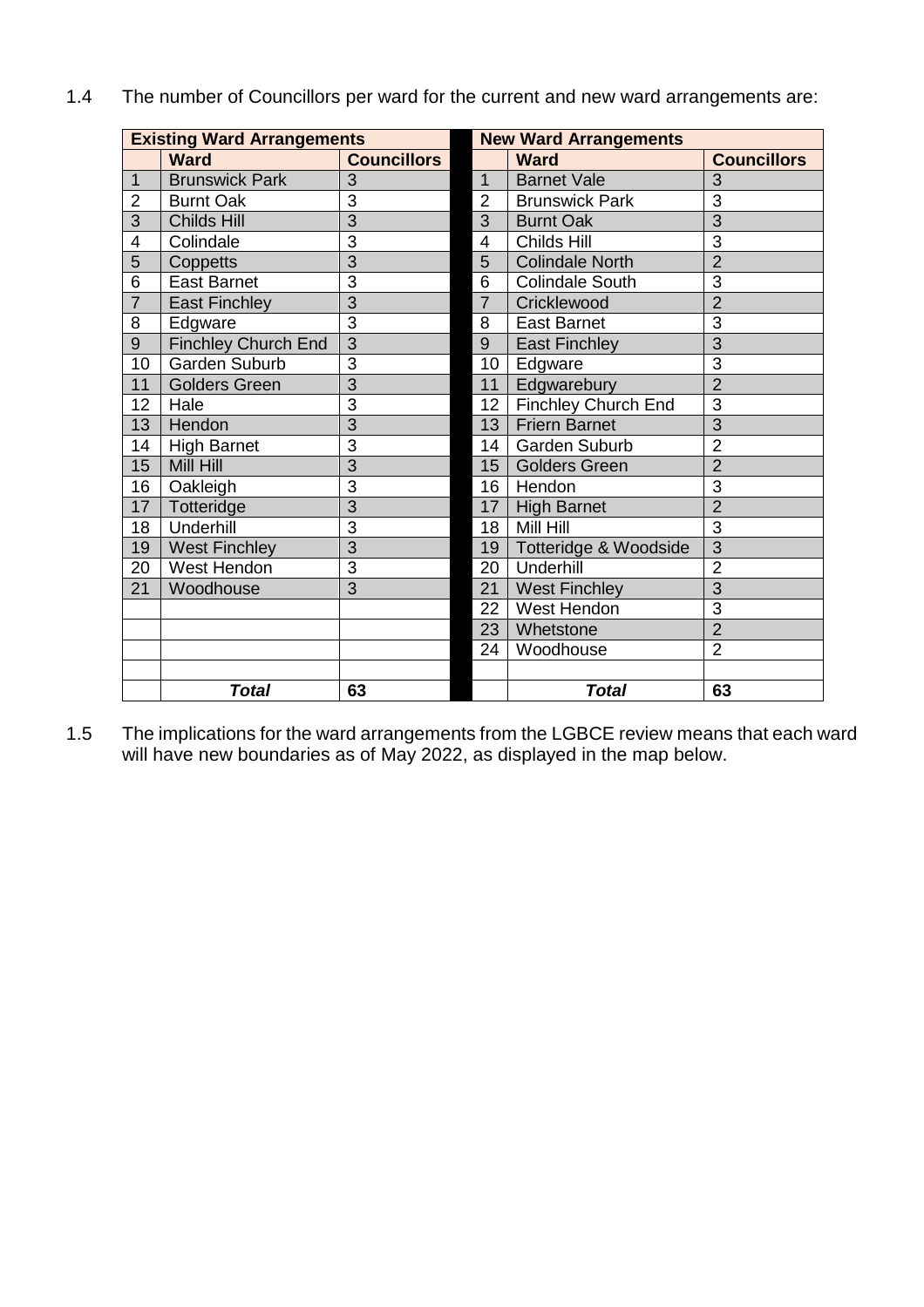1.4 The number of Councillors per ward for the current and new ward arrangements are:

| Existing Ward Arrangements | | | New Ward Arrangements | | |
|---|---|---|---|---|---|
| | **Ward** | **Councillors** | | **Ward** | **Councillors** |
| 1 | Brunswick Park | 3 | 1 | Barnet Vale | 3 |
| 2 | Burnt Oak | 3 | 2 | Brunswick Park | 3 |
| 3 | Childs Hill | 3 | 3 | Burnt Oak | 3 |
| 4 | Colindale | 3 | 4 | Childs Hill | 3 |
| 5 | Coppetts | 3 | 5 | Colindale North | 2 |
| 6 | East Barnet | 3 | 6 | Colindale South | 3 |
| 7 | East Finchley | 3 | 7 | Cricklewood | 2 |
| 8 | Edgware | 3 | 8 | East Barnet | 3 |
| 9 | Finchley Church End | 3 | 9 | East Finchley | 3 |
| 10 | Garden Suburb | 3 | 10 | Edgware | 3 |
| 11 | Golders Green | 3 | 11 | Edgwarebury | 2 |
| 12 | Hale | 3 | 12 | Finchley Church End | 3 |
| 13 | Hendon | 3 | 13 | Friern Barnet | 3 |
| 14 | High Barnet | 3 | 14 | Garden Suburb | 2 |
| 15 | Mill Hill | 3 | 15 | Golders Green | 2 |
| 16 | Oakleigh | 3 | 16 | Hendon | 3 |
| 17 | Totteridge | 3 | 17 | High Barnet | 2 |
| 18 | Underhill | 3 | 18 | Mill Hill | 3 |
| 19 | West Finchley | 3 | 19 | Totteridge & Woodside | 3 |
| 20 | West Hendon | 3 | 20 | Underhill | 2 |
| 21 | Woodhouse | 3 | 21 | West Finchley | 3 |
| | | | 22 | West Hendon | 3 |
| | | | 23 | Whetstone | 2 |
| | | | 24 | Woodhouse | 2 |
| | | | | | |
| | ***Total*** | **63** | | ***Total*** | **63** |

1.5 The implications for the ward arrangements from the LGBCE review means that each ward will have new boundaries as of May 2022, as displayed in the map below.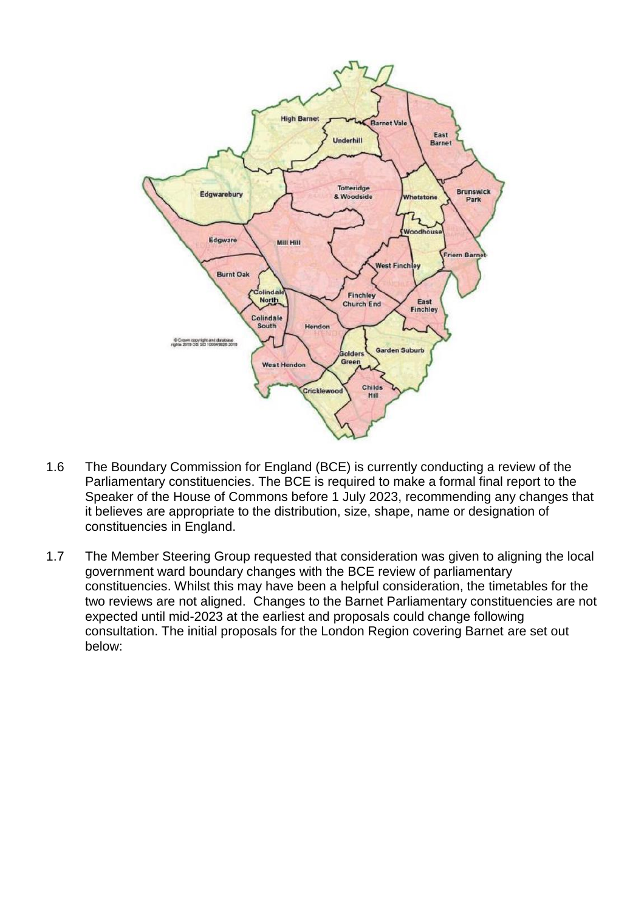1.6 The Boundary Commission for England (BCE) is currently conducting a review of the Parliamentary constituencies. The BCE is required to make a formal final report to the Speaker of the House of Commons before 1 July 2023, recommending any changes that it believes are appropriate to the distribution, size, shape, name or designation of constituencies in England.

1.7 The Member Steering Group requested that consideration was given to aligning the local government ward boundary changes with the BCE review of parliamentary constituencies. Whilst this may have been a helpful consideration, the timetables for the two reviews are not aligned. Changes to the Barnet Parliamentary constituencies are not expected until mid-2023 at the earliest and proposals could change following consultation. The initial proposals for the London Region covering Barnet are set out below: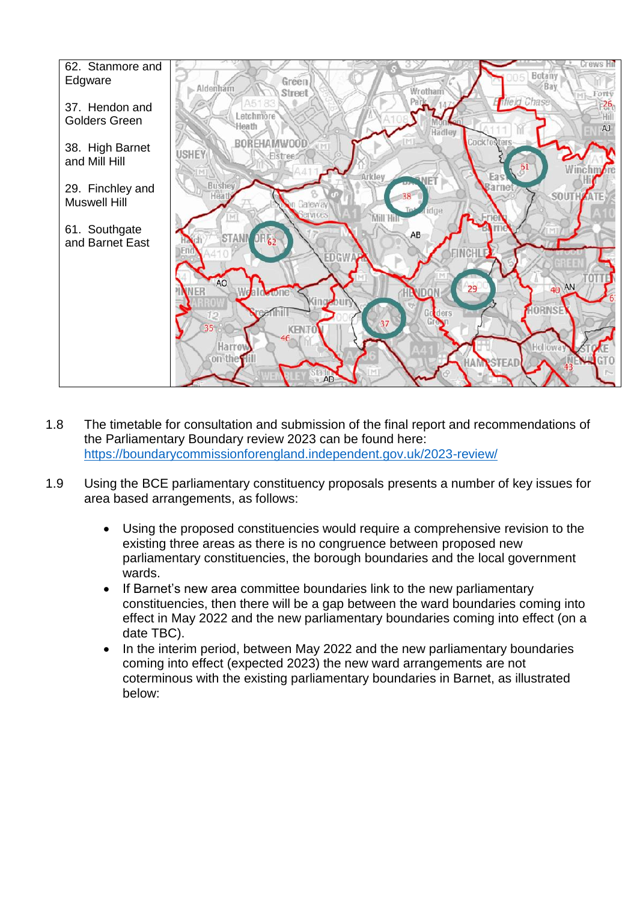| | |
|---|---|
| 62. Stanmore and Edgware<br><br>37. Hendon and Golders Green<br><br>38. High Barnet and Mill Hill<br><br>29. Finchley and Muswell Hill<br><br>61. Southgate and Barnet East | |

1.8 The timetable for consultation and submission of the final report and recommendations of the Parliamentary Boundary review 2023 can be found here: https://boundarycommissionforengland.independent.gov.uk/2023-review/

1.9 Using the BCE parliamentary constituency proposals presents a number of key issues for area based arrangements, as follows:

- Using the proposed constituencies would require a comprehensive revision to the existing three areas as there is no congruence between proposed new parliamentary constituencies, the borough boundaries and the local government wards.
- If Barnet's new area committee boundaries link to the new parliamentary constituencies, then there will be a gap between the ward boundaries coming into effect in May 2022 and the new parliamentary boundaries coming into effect (on a date TBC).
- In the interim period, between May 2022 and the new parliamentary boundaries coming into effect (expected 2023) the new ward arrangements are not coterminous with the existing parliamentary boundaries in Barnet, as illustrated below: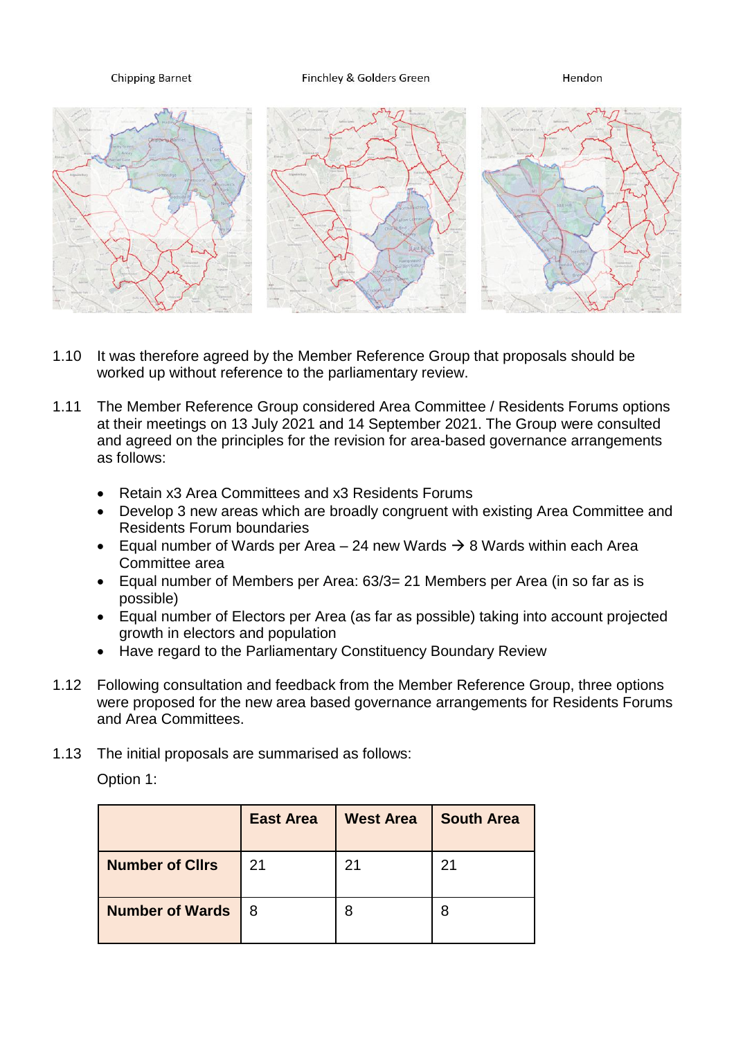Chipping Barnet | Finchley & Golders Green | Hendon

1.10 It was therefore agreed by the Member Reference Group that proposals should be worked up without reference to the parliamentary review.

1.11 The Member Reference Group considered Area Committee / Residents Forums options at their meetings on 13 July 2021 and 14 September 2021. The Group were consulted and agreed on the principles for the revision for area-based governance arrangements as follows:

- Retain x3 Area Committees and x3 Residents Forums
- Develop 3 new areas which are broadly congruent with existing Area Committee and Residents Forum boundaries
- Equal number of Wards per Area – 24 new Wards → 8 Wards within each Area Committee area
- Equal number of Members per Area: 63/3= 21 Members per Area (in so far as is possible)
- Equal number of Electors per Area (as far as possible) taking into account projected growth in electors and population
- Have regard to the Parliamentary Constituency Boundary Review

1.12 Following consultation and feedback from the Member Reference Group, three options were proposed for the new area based governance arrangements for Residents Forums and Area Committees.

1.13 The initial proposals are summarised as follows:

Option 1:

| | East Area | West Area | South Area |
|---|---|---|---|
| **Number of Cllrs** | 21 | 21 | 21 |
| **Number of Wards** | 8 | 8 | 8 |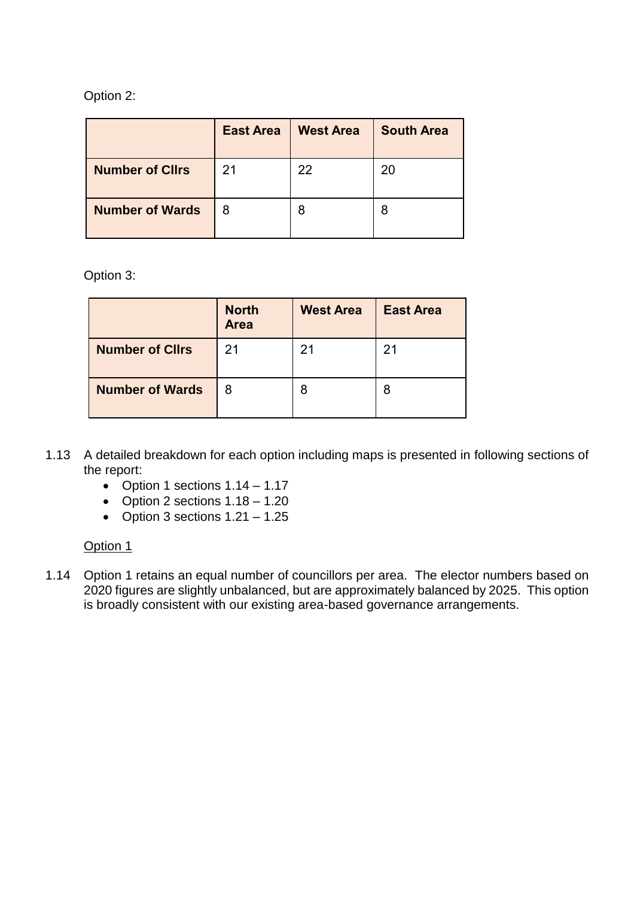Option 2:

| | East Area | West Area | South Area |
|---|---|---|---|
| **Number of Cllrs** | 21 | 22 | 20 |
| **Number of Wards** | 8 | 8 | 8 |

Option 3:

| | North Area | West Area | East Area |
|---|---|---|---|
| **Number of Cllrs** | 21 | 21 | 21 |
| **Number of Wards** | 8 | 8 | 8 |

1.13 A detailed breakdown for each option including maps is presented in following sections of the report:

- Option 1 sections 1.14 – 1.17
- Option 2 sections 1.18 – 1.20
- Option 3 sections 1.21 – 1.25

<u>Option 1</u>

1.14 Option 1 retains an equal number of councillors per area. The elector numbers based on 2020 figures are slightly unbalanced, but are approximately balanced by 2025. This option is broadly consistent with our existing area-based governance arrangements.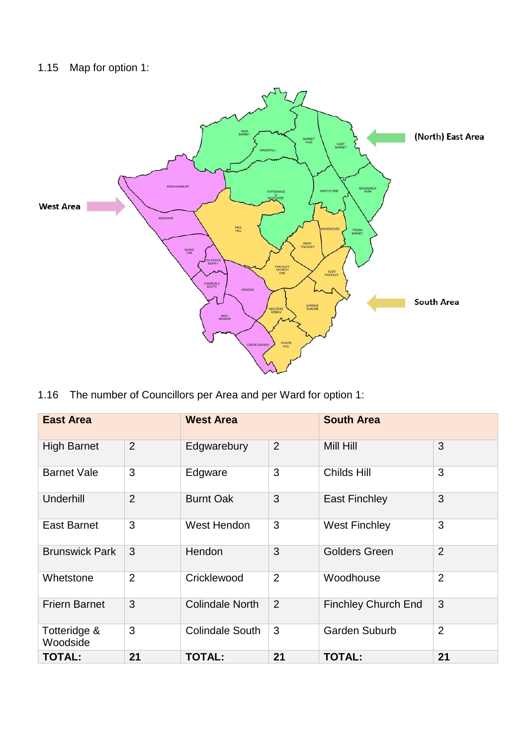1.15 Map for option 1:

1.16 The number of Councillors per Area and per Ward for option 1:

| East Area | | West Area | | South Area | |
|---|---|---|---|---|---|
| High Barnet | 2 | Edgwarebury | 2 | Mill Hill | 3 |
| Barnet Vale | 3 | Edgware | 3 | Childs Hill | 3 |
| Underhill | 2 | Burnt Oak | 3 | East Finchley | 3 |
| East Barnet | 3 | West Hendon | 3 | West Finchley | 3 |
| Brunswick Park | 3 | Hendon | 3 | Golders Green | 2 |
| Whetstone | 2 | Cricklewood | 2 | Woodhouse | 2 |
| Friern Barnet | 3 | Colindale North | 2 | Finchley Church End | 3 |
| Totteridge & Woodside | 3 | Colindale South | 3 | Garden Suburb | 2 |
| **TOTAL:** | **21** | **TOTAL:** | **21** | **TOTAL:** | **21** |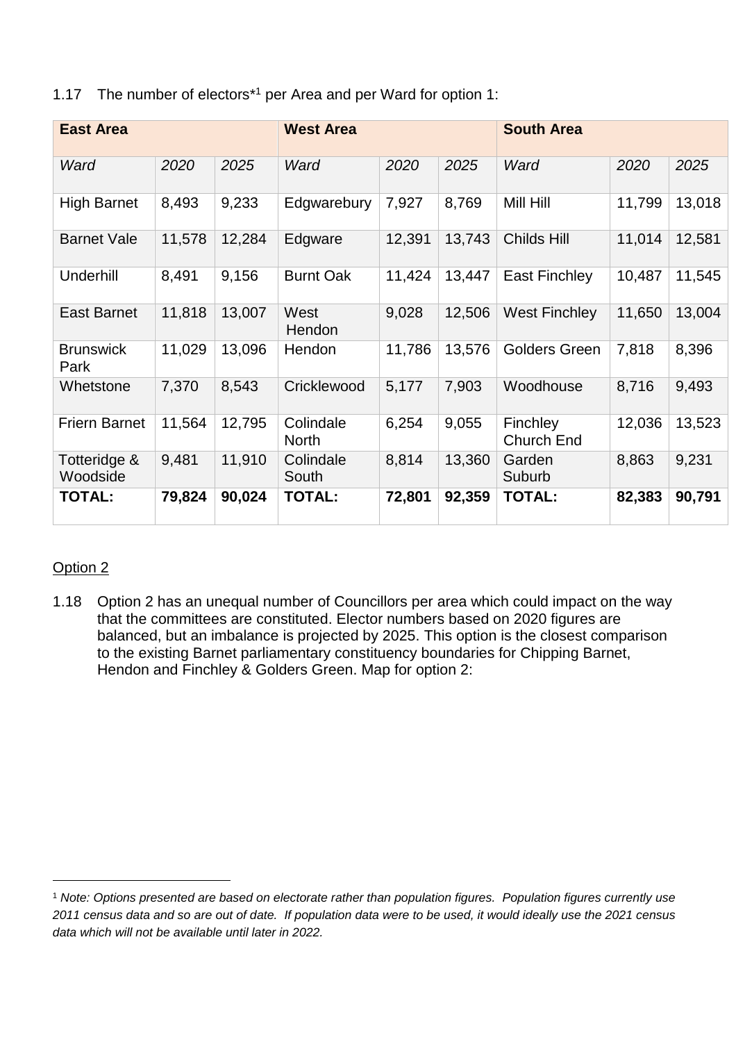1.17 The number of electors*[1] per Area and per Ward for option 1:

| **East Area** | | | **West Area** | | | **South Area** | | |
|---|---|---|---|---|---|---|---|---|
| *Ward* | *2020* | *2025* | *Ward* | *2020* | *2025* | *Ward* | *2020* | *2025* |
| High Barnet | 8,493 | 9,233 | Edgwarebury | 7,927 | 8,769 | Mill Hill | 11,799 | 13,018 |
| Barnet Vale | 11,578 | 12,284 | Edgware | 12,391 | 13,743 | Childs Hill | 11,014 | 12,581 |
| Underhill | 8,491 | 9,156 | Burnt Oak | 11,424 | 13,447 | East Finchley | 10,487 | 11,545 |
| East Barnet | 11,818 | 13,007 | West Hendon | 9,028 | 12,506 | West Finchley | 11,650 | 13,004 |
| Brunswick Park | 11,029 | 13,096 | Hendon | 11,786 | 13,576 | Golders Green | 7,818 | 8,396 |
| Whetstone | 7,370 | 8,543 | Cricklewood | 5,177 | 7,903 | Woodhouse | 8,716 | 9,493 |
| Friern Barnet | 11,564 | 12,795 | Colindale North | 6,254 | 9,055 | Finchley Church End | 12,036 | 13,523 |
| Totteridge & Woodside | 9,481 | 11,910 | Colindale South | 8,814 | 13,360 | Garden Suburb | 8,863 | 9,231 |
| **TOTAL:** | **79,824** | **90,024** | **TOTAL:** | **72,801** | **92,359** | **TOTAL:** | **82,383** | **90,791** |

<u>Option 2</u>

1.18 Option 2 has an unequal number of Councillors per area which could impact on the way that the committees are constituted. Elector numbers based on 2020 figures are balanced, but an imbalance is projected by 2025. This option is the closest comparison to the existing Barnet parliamentary constituency boundaries for Chipping Barnet, Hendon and Finchley & Golders Green. Map for option 2:

[1] *Note: Options presented are based on electorate rather than population figures. Population figures currently use 2011 census data and so are out of date. If population data were to be used, it would ideally use the 2021 census data which will not be available until later in 2022.*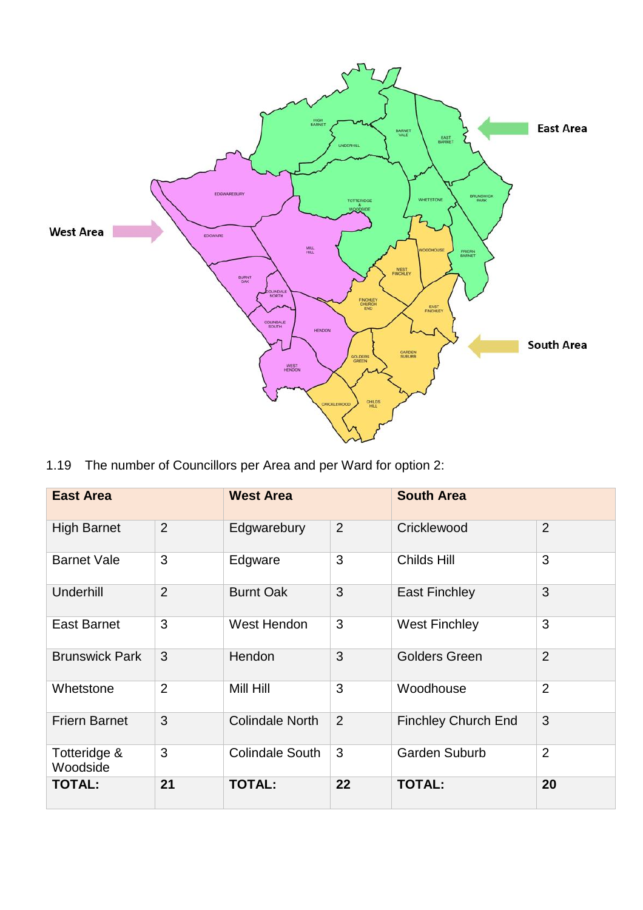1.19 The number of Councillors per Area and per Ward for option 2:

| East Area | | West Area | | South Area | |
|---|---|---|---|---|---|
| High Barnet | 2 | Edgwarebury | 2 | Cricklewood | 2 |
| Barnet Vale | 3 | Edgware | 3 | Childs Hill | 3 |
| Underhill | 2 | Burnt Oak | 3 | East Finchley | 3 |
| East Barnet | 3 | West Hendon | 3 | West Finchley | 3 |
| Brunswick Park | 3 | Hendon | 3 | Golders Green | 2 |
| Whetstone | 2 | Mill Hill | 3 | Woodhouse | 2 |
| Friern Barnet | 3 | Colindale North | 2 | Finchley Church End | 3 |
| Totteridge & Woodside | 3 | Colindale South | 3 | Garden Suburb | 2 |
| **TOTAL:** | **21** | **TOTAL:** | **22** | **TOTAL:** | **20** |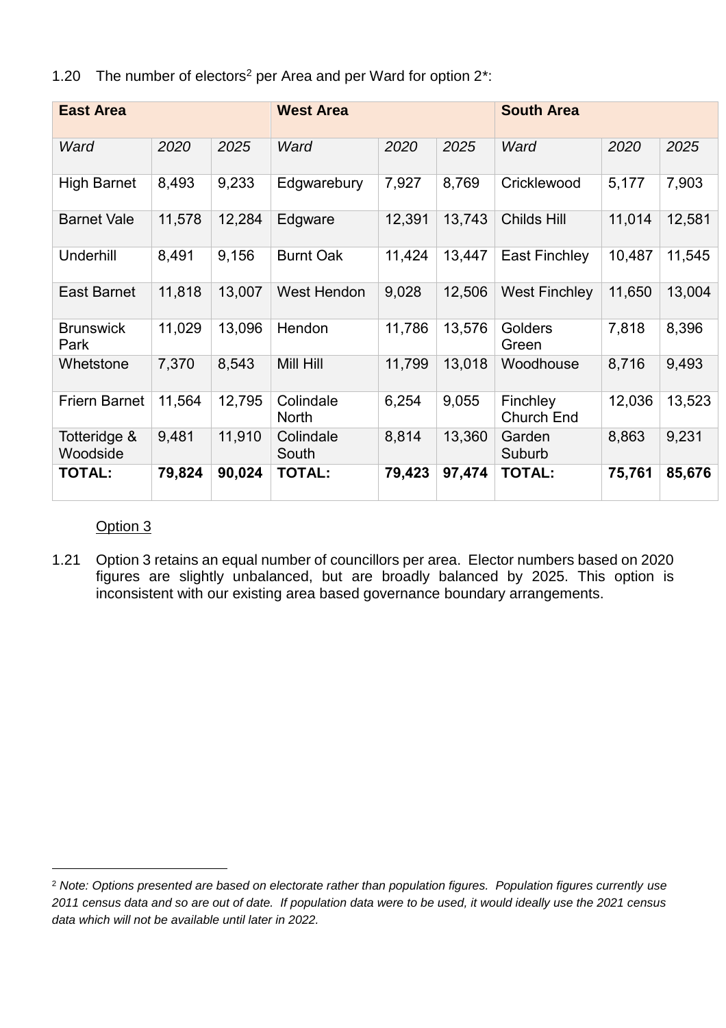1.20 The number of electors[2] per Area and per Ward for option 2*:

| **East Area** | | | **West Area** | | | **South Area** | | |
|---|---|---|---|---|---|---|---|---|
| *Ward* | *2020* | *2025* | *Ward* | *2020* | *2025* | *Ward* | *2020* | *2025* |
| High Barnet | 8,493 | 9,233 | Edgwarebury | 7,927 | 8,769 | Cricklewood | 5,177 | 7,903 |
| Barnet Vale | 11,578 | 12,284 | Edgware | 12,391 | 13,743 | Childs Hill | 11,014 | 12,581 |
| Underhill | 8,491 | 9,156 | Burnt Oak | 11,424 | 13,447 | East Finchley | 10,487 | 11,545 |
| East Barnet | 11,818 | 13,007 | West Hendon | 9,028 | 12,506 | West Finchley | 11,650 | 13,004 |
| Brunswick Park | 11,029 | 13,096 | Hendon | 11,786 | 13,576 | Golders Green | 7,818 | 8,396 |
| Whetstone | 7,370 | 8,543 | Mill Hill | 11,799 | 13,018 | Woodhouse | 8,716 | 9,493 |
| Friern Barnet | 11,564 | 12,795 | Colindale North | 6,254 | 9,055 | Finchley Church End | 12,036 | 13,523 |
| Totteridge & Woodside | 9,481 | 11,910 | Colindale South | 8,814 | 13,360 | Garden Suburb | 8,863 | 9,231 |
| **TOTAL:** | **79,824** | **90,024** | **TOTAL:** | **79,423** | **97,474** | **TOTAL:** | **75,761** | **85,676** |

Option 3

1.21 Option 3 retains an equal number of councillors per area. Elector numbers based on 2020 figures are slightly unbalanced, but are broadly balanced by 2025. This option is inconsistent with our existing area based governance boundary arrangements.

[2] *Note: Options presented are based on electorate rather than population figures. Population figures currently use 2011 census data and so are out of date. If population data were to be used, it would ideally use the 2021 census data which will not be available until later in 2022.*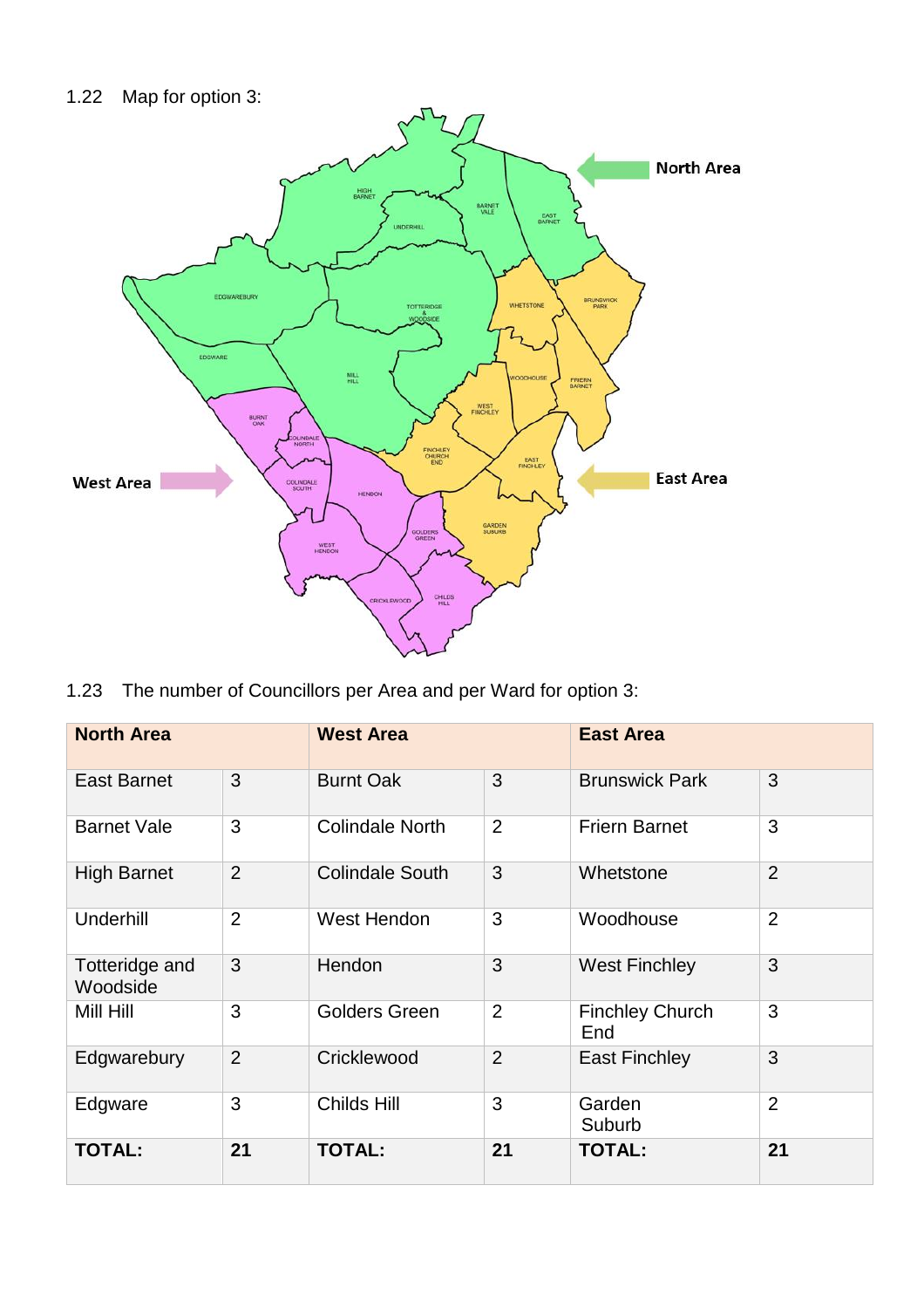1.22 Map for option 3:

1.23 The number of Councillors per Area and per Ward for option 3:

| North Area | | West Area | | East Area | |
|---|---|---|---|---|---|
| East Barnet | 3 | Burnt Oak | 3 | Brunswick Park | 3 |
| Barnet Vale | 3 | Colindale North | 2 | Friern Barnet | 3 |
| High Barnet | 2 | Colindale South | 3 | Whetstone | 2 |
| Underhill | 2 | West Hendon | 3 | Woodhouse | 2 |
| Totteridge and Woodside | 3 | Hendon | 3 | West Finchley | 3 |
| Mill Hill | 3 | Golders Green | 2 | Finchley Church End | 3 |
| Edgwarebury | 2 | Cricklewood | 2 | East Finchley | 3 |
| Edgware | 3 | Childs Hill | 3 | Garden Suburb | 2 |
| **TOTAL:** | **21** | **TOTAL:** | **21** | **TOTAL:** | **21** |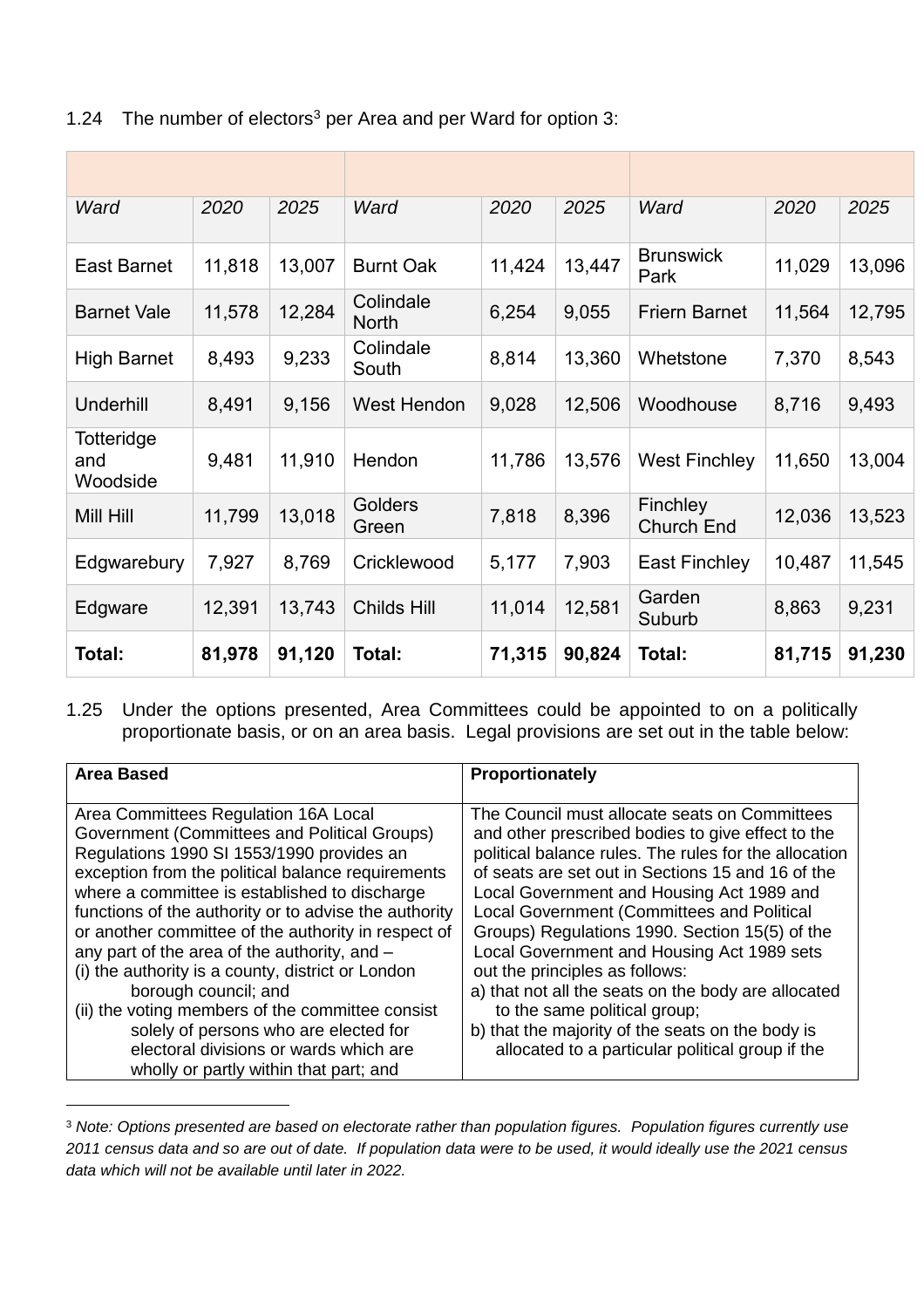1.24 The number of electors[3] per Area and per Ward for option 3:

| | | | | | | | | |
|---|---|---|---|---|---|---|---|---|
| *Ward* | *2020* | *2025* | *Ward* | *2020* | *2025* | *Ward* | *2020* | *2025* |
| East Barnet | 11,818 | 13,007 | Burnt Oak | 11,424 | 13,447 | Brunswick Park | 11,029 | 13,096 |
| Barnet Vale | 11,578 | 12,284 | Colindale North | 6,254 | 9,055 | Friern Barnet | 11,564 | 12,795 |
| High Barnet | 8,493 | 9,233 | Colindale South | 8,814 | 13,360 | Whetstone | 7,370 | 8,543 |
| Underhill | 8,491 | 9,156 | West Hendon | 9,028 | 12,506 | Woodhouse | 8,716 | 9,493 |
| Totteridge and Woodside | 9,481 | 11,910 | Hendon | 11,786 | 13,576 | West Finchley | 11,650 | 13,004 |
| Mill Hill | 11,799 | 13,018 | Golders Green | 7,818 | 8,396 | Finchley Church End | 12,036 | 13,523 |
| Edgwarebury | 7,927 | 8,769 | Cricklewood | 5,177 | 7,903 | East Finchley | 10,487 | 11,545 |
| Edgware | 12,391 | 13,743 | Childs Hill | 11,014 | 12,581 | Garden Suburb | 8,863 | 9,231 |
| **Total:** | **81,978** | **91,120** | **Total:** | **71,315** | **90,824** | **Total:** | **81,715** | **91,230** |

1.25 Under the options presented, Area Committees could be appointed to on a politically proportionate basis, or on an area basis. Legal provisions are set out in the table below:

| **Area Based** | **Proportionately** |
|---|---|
| Area Committees Regulation 16A Local Government (Committees and Political Groups) Regulations 1990 SI 1553/1990 provides an exception from the political balance requirements where a committee is established to discharge functions of the authority or to advise the authority or another committee of the authority in respect of any part of the area of the authority, and –<br>(i) the authority is a county, district or London borough council; and<br>(ii) the voting members of the committee consist solely of persons who are elected for electoral divisions or wards which are wholly or partly within that part; and | The Council must allocate seats on Committees and other prescribed bodies to give effect to the political balance rules. The rules for the allocation of seats are set out in Sections 15 and 16 of the Local Government and Housing Act 1989 and Local Government (Committees and Political Groups) Regulations 1990. Section 15(5) of the Local Government and Housing Act 1989 sets out the principles as follows:<br>a) that not all the seats on the body are allocated to the same political group;<br>b) that the majority of the seats on the body is allocated to a particular political group if the |

[3] *Note: Options presented are based on electorate rather than population figures. Population figures currently use 2011 census data and so are out of date. If population data were to be used, it would ideally use the 2021 census data which will not be available until later in 2022.*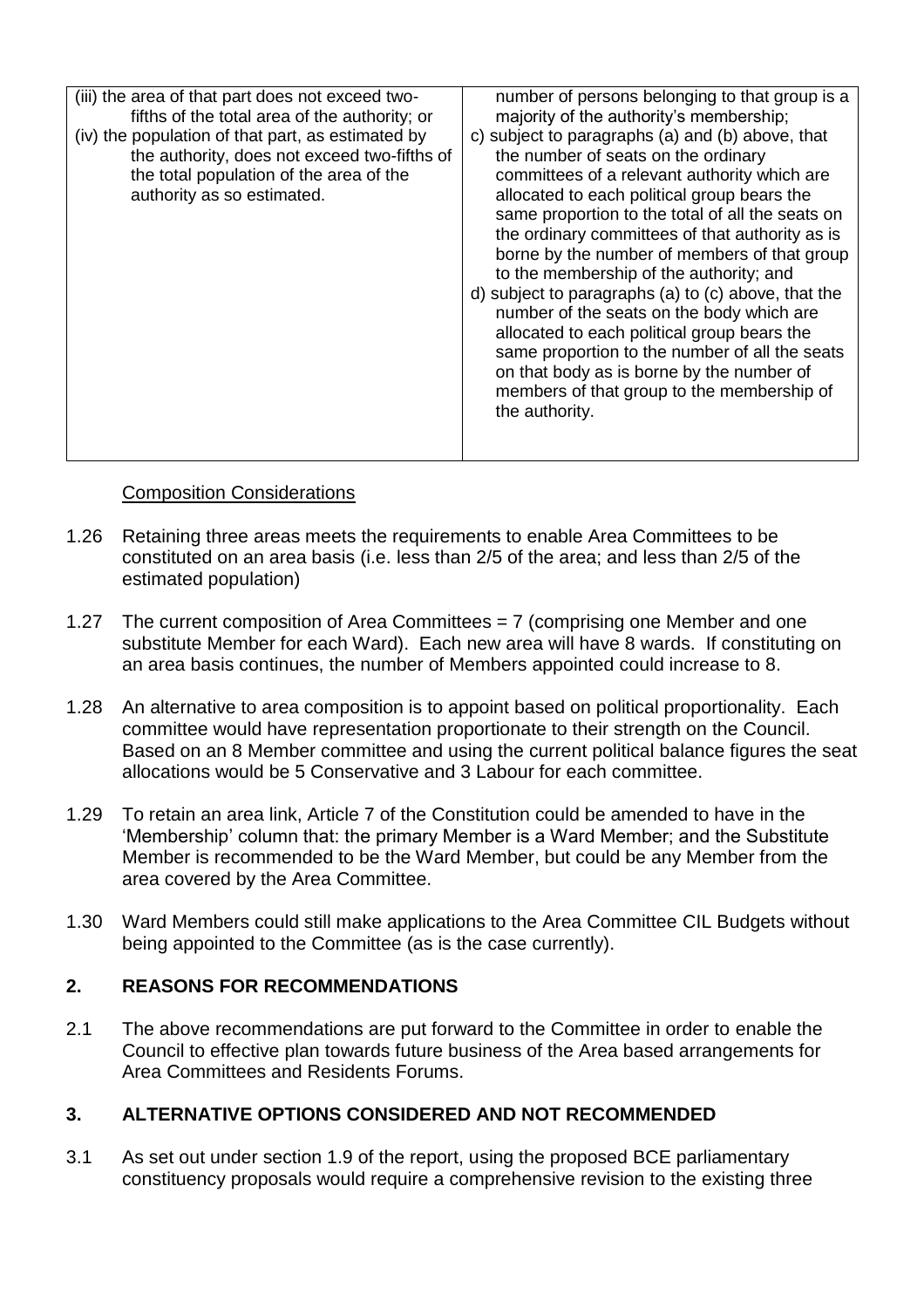| | |
|---|---|
| (iii) the area of that part does not exceed two-fifths of the total area of the authority; or<br>(iv) the population of that part, as estimated by the authority, does not exceed two-fifths of the total population of the area of the authority as so estimated. | number of persons belonging to that group is a majority of the authority's membership;<br>c) subject to paragraphs (a) and (b) above, that the number of seats on the ordinary committees of a relevant authority which are allocated to each political group bears the same proportion to the total of all the seats on the ordinary committees of that authority as is borne by the number of members of that group to the membership of the authority; and<br>d) subject to paragraphs (a) to (c) above, that the number of the seats on the body which are allocated to each political group bears the same proportion to the number of all the seats on that body as is borne by the number of members of that group to the membership of the authority. |

Composition Considerations

1.26 Retaining three areas meets the requirements to enable Area Committees to be constituted on an area basis (i.e. less than 2/5 of the area; and less than 2/5 of the estimated population)

1.27 The current composition of Area Committees = 7 (comprising one Member and one substitute Member for each Ward). Each new area will have 8 wards. If constituting on an area basis continues, the number of Members appointed could increase to 8.

1.28 An alternative to area composition is to appoint based on political proportionality. Each committee would have representation proportionate to their strength on the Council. Based on an 8 Member committee and using the current political balance figures the seat allocations would be 5 Conservative and 3 Labour for each committee.

1.29 To retain an area link, Article 7 of the Constitution could be amended to have in the 'Membership' column that: the primary Member is a Ward Member; and the Substitute Member is recommended to be the Ward Member, but could be any Member from the area covered by the Area Committee.

1.30 Ward Members could still make applications to the Area Committee CIL Budgets without being appointed to the Committee (as is the case currently).

## 2. REASONS FOR RECOMMENDATIONS

2.1 The above recommendations are put forward to the Committee in order to enable the Council to effective plan towards future business of the Area based arrangements for Area Committees and Residents Forums.

## 3. ALTERNATIVE OPTIONS CONSIDERED AND NOT RECOMMENDED

3.1 As set out under section 1.9 of the report, using the proposed BCE parliamentary constituency proposals would require a comprehensive revision to the existing three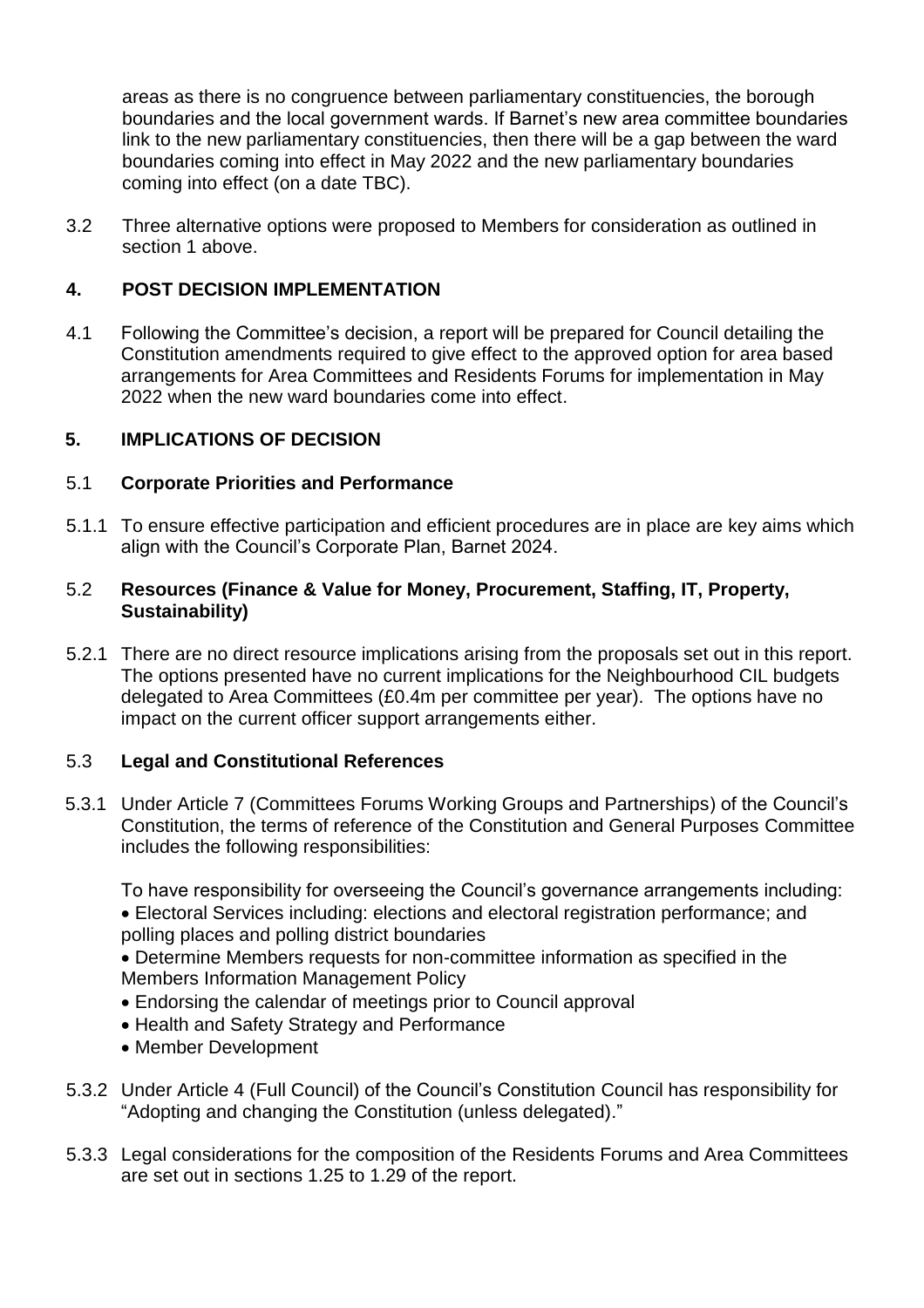areas as there is no congruence between parliamentary constituencies, the borough boundaries and the local government wards. If Barnet's new area committee boundaries link to the new parliamentary constituencies, then there will be a gap between the ward boundaries coming into effect in May 2022 and the new parliamentary boundaries coming into effect (on a date TBC).

3.2 Three alternative options were proposed to Members for consideration as outlined in section 1 above.

## 4. POST DECISION IMPLEMENTATION

4.1 Following the Committee's decision, a report will be prepared for Council detailing the Constitution amendments required to give effect to the approved option for area based arrangements for Area Committees and Residents Forums for implementation in May 2022 when the new ward boundaries come into effect.

## 5. IMPLICATIONS OF DECISION

### 5.1 Corporate Priorities and Performance

5.1.1 To ensure effective participation and efficient procedures are in place are key aims which align with the Council's Corporate Plan, Barnet 2024.

### 5.2 Resources (Finance & Value for Money, Procurement, Staffing, IT, Property, Sustainability)

5.2.1 There are no direct resource implications arising from the proposals set out in this report. The options presented have no current implications for the Neighbourhood CIL budgets delegated to Area Committees (£0.4m per committee per year). The options have no impact on the current officer support arrangements either.

### 5.3 Legal and Constitutional References

5.3.1 Under Article 7 (Committees Forums Working Groups and Partnerships) of the Council's Constitution, the terms of reference of the Constitution and General Purposes Committee includes the following responsibilities:

To have responsibility for overseeing the Council's governance arrangements including:

- Electoral Services including: elections and electoral registration performance; and polling places and polling district boundaries
- Determine Members requests for non-committee information as specified in the Members Information Management Policy
- Endorsing the calendar of meetings prior to Council approval
- Health and Safety Strategy and Performance
- Member Development

5.3.2 Under Article 4 (Full Council) of the Council's Constitution Council has responsibility for "Adopting and changing the Constitution (unless delegated)."

5.3.3 Legal considerations for the composition of the Residents Forums and Area Committees are set out in sections 1.25 to 1.29 of the report.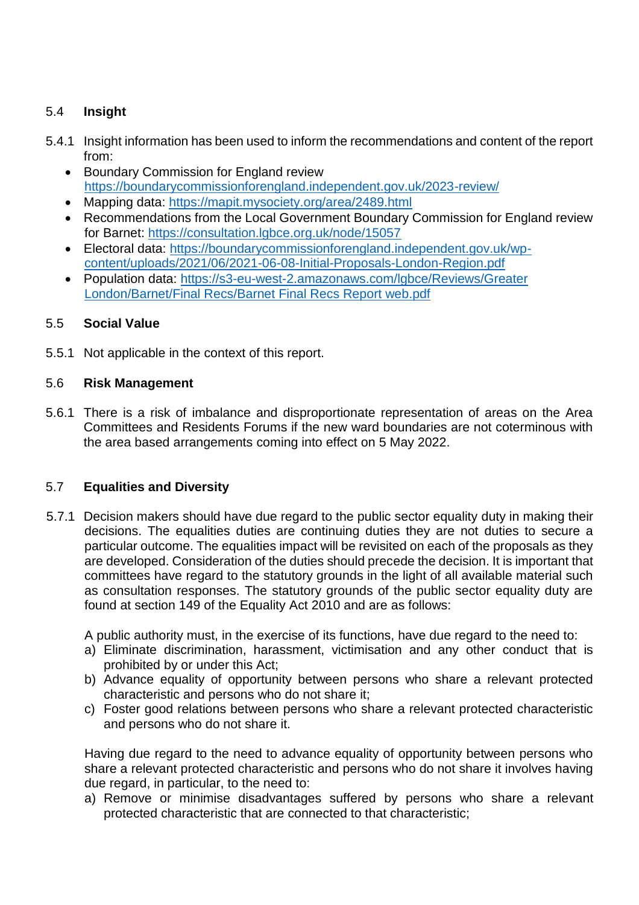## 5.4 Insight

5.4.1 Insight information has been used to inform the recommendations and content of the report from:

- Boundary Commission for England review https://boundarycommissionforengland.independent.gov.uk/2023-review/
- Mapping data: https://mapit.mysociety.org/area/2489.html
- Recommendations from the Local Government Boundary Commission for England review for Barnet: https://consultation.lgbce.org.uk/node/15057
- Electoral data: https://boundarycommissionforengland.independent.gov.uk/wp-content/uploads/2021/06/2021-06-08-Initial-Proposals-London-Region.pdf
- Population data: https://s3-eu-west-2.amazonaws.com/lgbce/Reviews/Greater London/Barnet/Final Recs/Barnet Final Recs Report web.pdf

## 5.5 Social Value

5.5.1 Not applicable in the context of this report.

## 5.6 Risk Management

5.6.1 There is a risk of imbalance and disproportionate representation of areas on the Area Committees and Residents Forums if the new ward boundaries are not coterminous with the area based arrangements coming into effect on 5 May 2022.

## 5.7 Equalities and Diversity

5.7.1 Decision makers should have due regard to the public sector equality duty in making their decisions. The equalities duties are continuing duties they are not duties to secure a particular outcome. The equalities impact will be revisited on each of the proposals as they are developed. Consideration of the duties should precede the decision. It is important that committees have regard to the statutory grounds in the light of all available material such as consultation responses. The statutory grounds of the public sector equality duty are found at section 149 of the Equality Act 2010 and are as follows:

A public authority must, in the exercise of its functions, have due regard to the need to:

a) Eliminate discrimination, harassment, victimisation and any other conduct that is prohibited by or under this Act;
b) Advance equality of opportunity between persons who share a relevant protected characteristic and persons who do not share it;
c) Foster good relations between persons who share a relevant protected characteristic and persons who do not share it.

Having due regard to the need to advance equality of opportunity between persons who share a relevant protected characteristic and persons who do not share it involves having due regard, in particular, to the need to:

a) Remove or minimise disadvantages suffered by persons who share a relevant protected characteristic that are connected to that characteristic;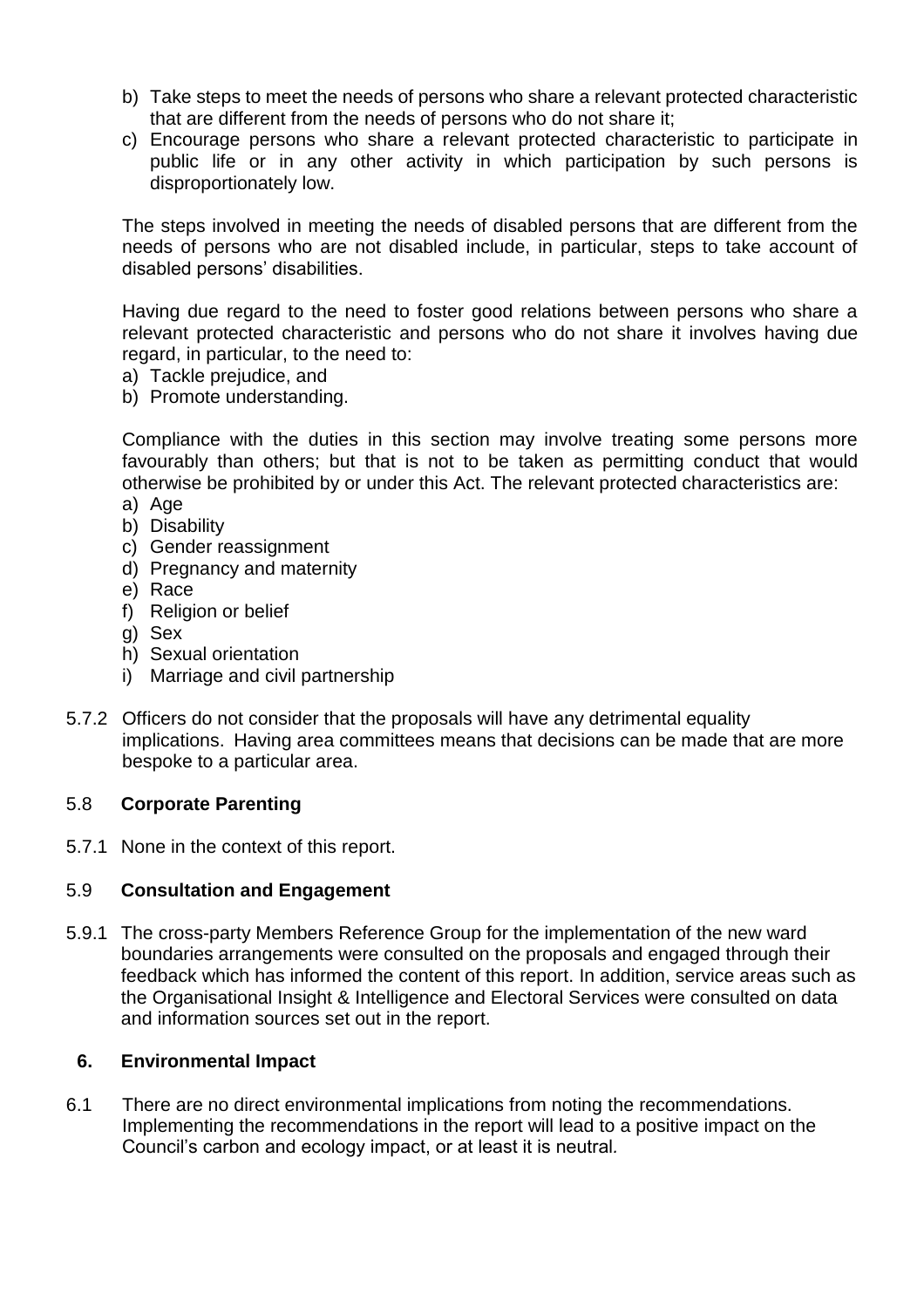b) Take steps to meet the needs of persons who share a relevant protected characteristic that are different from the needs of persons who do not share it;
c) Encourage persons who share a relevant protected characteristic to participate in public life or in any other activity in which participation by such persons is disproportionately low.

The steps involved in meeting the needs of disabled persons that are different from the needs of persons who are not disabled include, in particular, steps to take account of disabled persons' disabilities.

Having due regard to the need to foster good relations between persons who share a relevant protected characteristic and persons who do not share it involves having due regard, in particular, to the need to:

a) Tackle prejudice, and
b) Promote understanding.

Compliance with the duties in this section may involve treating some persons more favourably than others; but that is not to be taken as permitting conduct that would otherwise be prohibited by or under this Act. The relevant protected characteristics are:

a) Age
b) Disability
c) Gender reassignment
d) Pregnancy and maternity
e) Race
f) Religion or belief
g) Sex
h) Sexual orientation
i) Marriage and civil partnership

5.7.2 Officers do not consider that the proposals will have any detrimental equality implications. Having area committees means that decisions can be made that are more bespoke to a particular area.

### 5.8 **Corporate Parenting**

5.7.1 None in the context of this report.

### 5.9 **Consultation and Engagement**

5.9.1 The cross-party Members Reference Group for the implementation of the new ward boundaries arrangements were consulted on the proposals and engaged through their feedback which has informed the content of this report. In addition, service areas such as the Organisational Insight & Intelligence and Electoral Services were consulted on data and information sources set out in the report.

## 6. **Environmental Impact**

6.1 There are no direct environmental implications from noting the recommendations. Implementing the recommendations in the report will lead to a positive impact on the Council's carbon and ecology impact, or at least it is neutral.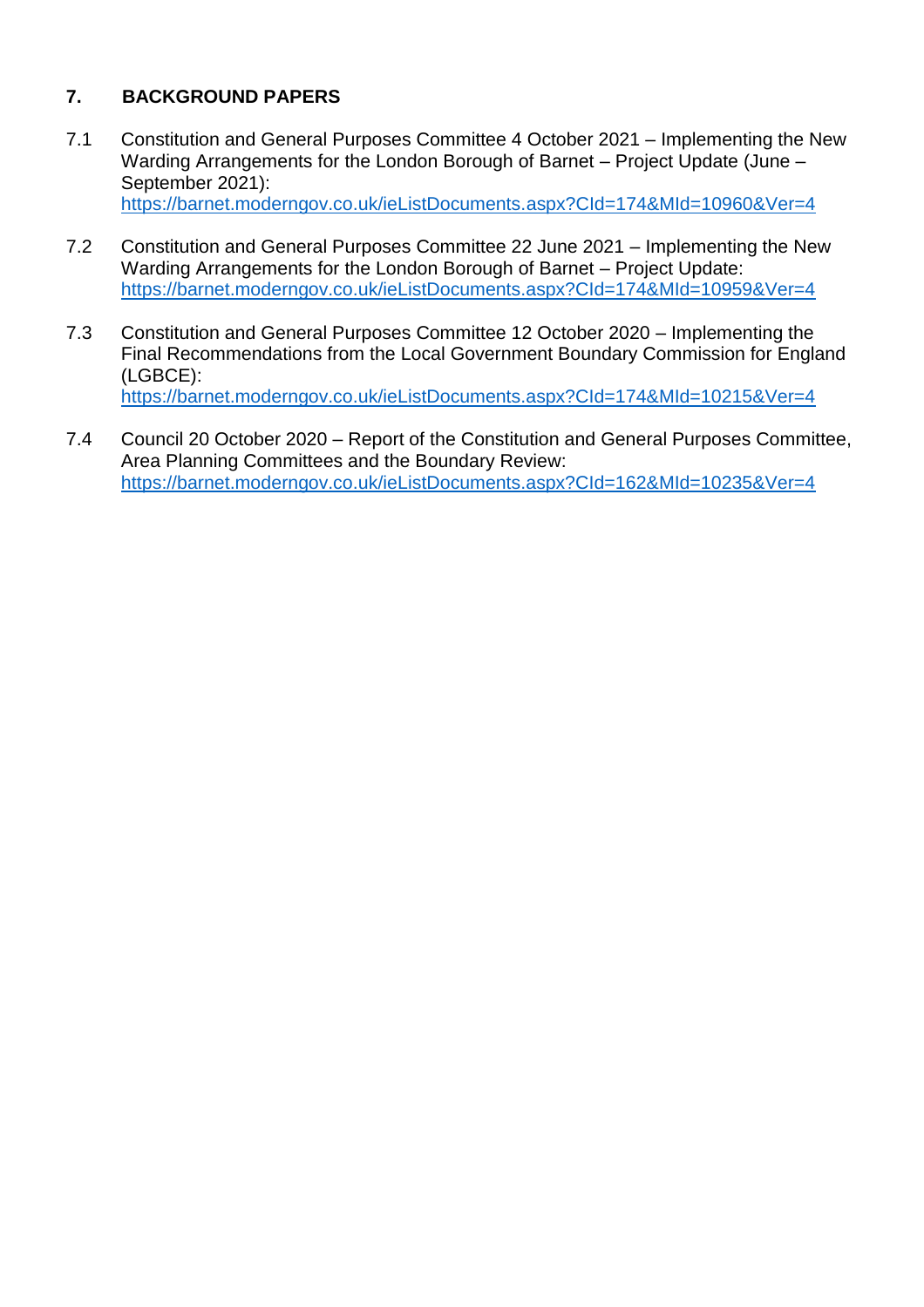## 7. BACKGROUND PAPERS

7.1 Constitution and General Purposes Committee 4 October 2021 – Implementing the New Warding Arrangements for the London Borough of Barnet – Project Update (June – September 2021):
https://barnet.moderngov.co.uk/ieListDocuments.aspx?CId=174&MId=10960&Ver=4

7.2 Constitution and General Purposes Committee 22 June 2021 – Implementing the New Warding Arrangements for the London Borough of Barnet – Project Update:
https://barnet.moderngov.co.uk/ieListDocuments.aspx?CId=174&MId=10959&Ver=4

7.3 Constitution and General Purposes Committee 12 October 2020 – Implementing the Final Recommendations from the Local Government Boundary Commission for England (LGBCE):
https://barnet.moderngov.co.uk/ieListDocuments.aspx?CId=174&MId=10215&Ver=4

7.4 Council 20 October 2020 – Report of the Constitution and General Purposes Committee, Area Planning Committees and the Boundary Review:
https://barnet.moderngov.co.uk/ieListDocuments.aspx?CId=162&MId=10235&Ver=4